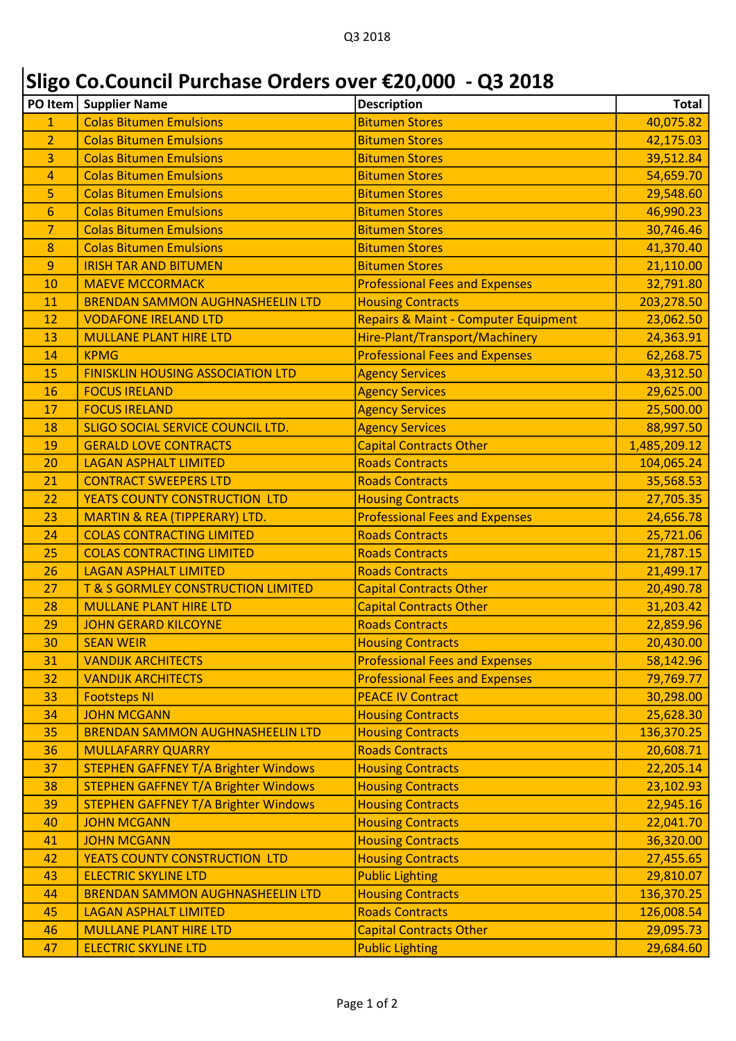# Sligo Co.Council Purchase Orders over €20,000 - Q3 2018

| PO Item | Supplier Name | Description | Total |
|---|---|---|---|
| 1 | Colas Bitumen Emulsions | Bitumen Stores | 40,075.82 |
| 2 | Colas Bitumen Emulsions | Bitumen Stores | 42,175.03 |
| 3 | Colas Bitumen Emulsions | Bitumen Stores | 39,512.84 |
| 4 | Colas Bitumen Emulsions | Bitumen Stores | 54,659.70 |
| 5 | Colas Bitumen Emulsions | Bitumen Stores | 29,548.60 |
| 6 | Colas Bitumen Emulsions | Bitumen Stores | 46,990.23 |
| 7 | Colas Bitumen Emulsions | Bitumen Stores | 30,746.46 |
| 8 | Colas Bitumen Emulsions | Bitumen Stores | 41,370.40 |
| 9 | IRISH TAR AND BITUMEN | Bitumen Stores | 21,110.00 |
| 10 | MAEVE MCCORMACK | Professional Fees and Expenses | 32,791.80 |
| 11 | BRENDAN SAMMON AUGHNASHEELIN LTD | Housing Contracts | 203,278.50 |
| 12 | VODAFONE IRELAND LTD | Repairs & Maint - Computer Equipment | 23,062.50 |
| 13 | MULLANE PLANT HIRE LTD | Hire-Plant/Transport/Machinery | 24,363.91 |
| 14 | KPMG | Professional Fees and Expenses | 62,268.75 |
| 15 | FINISKLIN HOUSING ASSOCIATION LTD | Agency Services | 43,312.50 |
| 16 | FOCUS IRELAND | Agency Services | 29,625.00 |
| 17 | FOCUS IRELAND | Agency Services | 25,500.00 |
| 18 | SLIGO SOCIAL SERVICE COUNCIL LTD. | Agency Services | 88,997.50 |
| 19 | GERALD LOVE CONTRACTS | Capital Contracts Other | 1,485,209.12 |
| 20 | LAGAN ASPHALT LIMITED | Roads Contracts | 104,065.24 |
| 21 | CONTRACT SWEEPERS LTD | Roads Contracts | 35,568.53 |
| 22 | YEATS COUNTY CONSTRUCTION LTD | Housing Contracts | 27,705.35 |
| 23 | MARTIN & REA (TIPPERARY) LTD. | Professional Fees and Expenses | 24,656.78 |
| 24 | COLAS CONTRACTING LIMITED | Roads Contracts | 25,721.06 |
| 25 | COLAS CONTRACTING LIMITED | Roads Contracts | 21,787.15 |
| 26 | LAGAN ASPHALT LIMITED | Roads Contracts | 21,499.17 |
| 27 | T & S GORMLEY CONSTRUCTION LIMITED | Capital Contracts Other | 20,490.78 |
| 28 | MULLANE PLANT HIRE LTD | Capital Contracts Other | 31,203.42 |
| 29 | JOHN GERARD KILCOYNE | Roads Contracts | 22,859.96 |
| 30 | SEAN WEIR | Housing Contracts | 20,430.00 |
| 31 | VANDIJK ARCHITECTS | Professional Fees and Expenses | 58,142.96 |
| 32 | VANDIJK ARCHITECTS | Professional Fees and Expenses | 79,769.77 |
| 33 | Footsteps NI | PEACE IV Contract | 30,298.00 |
| 34 | JOHN MCGANN | Housing Contracts | 25,628.30 |
| 35 | BRENDAN SAMMON AUGHNASHEELIN LTD | Housing Contracts | 136,370.25 |
| 36 | MULLAFARRY QUARRY | Roads Contracts | 20,608.71 |
| 37 | STEPHEN GAFFNEY T/A Brighter Windows | Housing Contracts | 22,205.14 |
| 38 | STEPHEN GAFFNEY T/A Brighter Windows | Housing Contracts | 23,102.93 |
| 39 | STEPHEN GAFFNEY T/A Brighter Windows | Housing Contracts | 22,945.16 |
| 40 | JOHN MCGANN | Housing Contracts | 22,041.70 |
| 41 | JOHN MCGANN | Housing Contracts | 36,320.00 |
| 42 | YEATS COUNTY CONSTRUCTION LTD | Housing Contracts | 27,455.65 |
| 43 | ELECTRIC SKYLINE LTD | Public Lighting | 29,810.07 |
| 44 | BRENDAN SAMMON AUGHNASHEELIN LTD | Housing Contracts | 136,370.25 |
| 45 | LAGAN ASPHALT LIMITED | Roads Contracts | 126,008.54 |
| 46 | MULLANE PLANT HIRE LTD | Capital Contracts Other | 29,095.73 |
| 47 | ELECTRIC SKYLINE LTD | Public Lighting | 29,684.60 |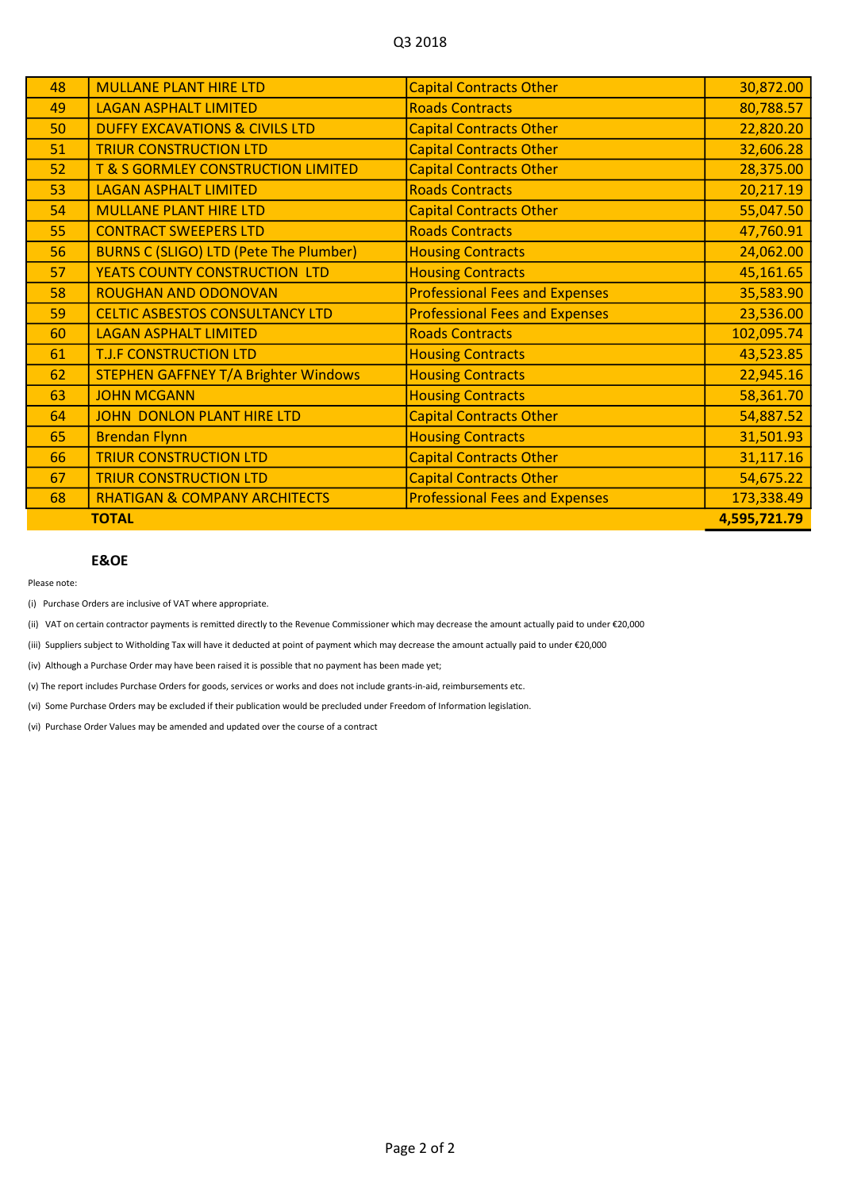Q3 2018

| | | | |
|---|---|---|---|
| 48 | MULLANE PLANT HIRE LTD | Capital Contracts Other | 30,872.00 |
| 49 | LAGAN ASPHALT LIMITED | Roads Contracts | 80,788.57 |
| 50 | DUFFY EXCAVATIONS & CIVILS LTD | Capital Contracts Other | 22,820.20 |
| 51 | TRIUR CONSTRUCTION LTD | Capital Contracts Other | 32,606.28 |
| 52 | T & S GORMLEY CONSTRUCTION LIMITED | Capital Contracts Other | 28,375.00 |
| 53 | LAGAN ASPHALT LIMITED | Roads Contracts | 20,217.19 |
| 54 | MULLANE PLANT HIRE LTD | Capital Contracts Other | 55,047.50 |
| 55 | CONTRACT SWEEPERS LTD | Roads Contracts | 47,760.91 |
| 56 | BURNS C (SLIGO) LTD (Pete The Plumber) | Housing Contracts | 24,062.00 |
| 57 | YEATS COUNTY CONSTRUCTION LTD | Housing Contracts | 45,161.65 |
| 58 | ROUGHAN AND ODONOVAN | Professional Fees and Expenses | 35,583.90 |
| 59 | CELTIC ASBESTOS CONSULTANCY LTD | Professional Fees and Expenses | 23,536.00 |
| 60 | LAGAN ASPHALT LIMITED | Roads Contracts | 102,095.74 |
| 61 | T.J.F CONSTRUCTION LTD | Housing Contracts | 43,523.85 |
| 62 | STEPHEN GAFFNEY T/A Brighter Windows | Housing Contracts | 22,945.16 |
| 63 | JOHN MCGANN | Housing Contracts | 58,361.70 |
| 64 | JOHN DONLON PLANT HIRE LTD | Capital Contracts Other | 54,887.52 |
| 65 | Brendan Flynn | Housing Contracts | 31,501.93 |
| 66 | TRIUR CONSTRUCTION LTD | Capital Contracts Other | 31,117.16 |
| 67 | TRIUR CONSTRUCTION LTD | Capital Contracts Other | 54,675.22 |
| 68 | RHATIGAN & COMPANY ARCHITECTS | Professional Fees and Expenses | 173,338.49 |
| | **TOTAL** | | **4,595,721.79** |

**E&OE**

Please note:

(i) Purchase Orders are inclusive of VAT where appropriate.

(ii) VAT on certain contractor payments is remitted directly to the Revenue Commissioner which may decrease the amount actually paid to under €20,000

(iii) Suppliers subject to Witholding Tax will have it deducted at point of payment which may decrease the amount actually paid to under €20,000

(iv) Although a Purchase Order may have been raised it is possible that no payment has been made yet;

(v) The report includes Purchase Orders for goods, services or works and does not include grants-in-aid, reimbursements etc.

(vi) Some Purchase Orders may be excluded if their publication would be precluded under Freedom of Information legislation.

(vi) Purchase Order Values may be amended and updated over the course of a contract